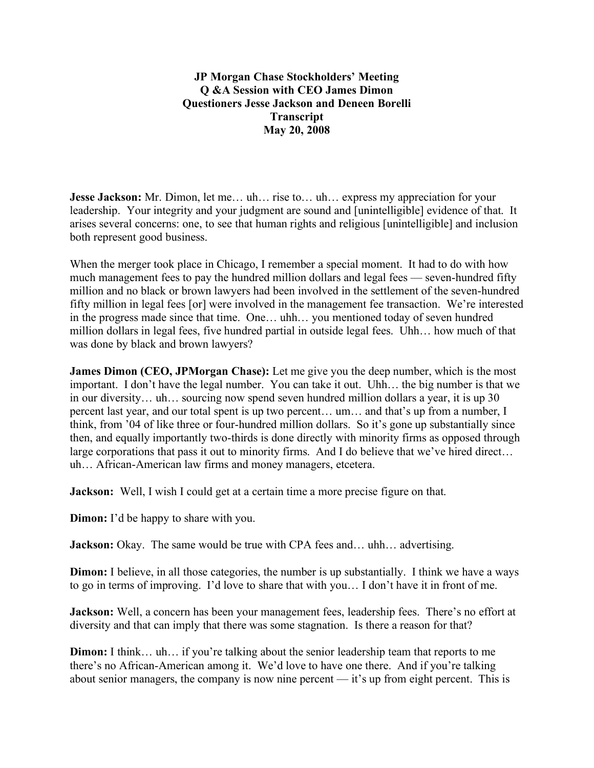**JP Morgan Chase Stockholders' Meeting**
**Q &A Session with CEO James Dimon**
**Questioners Jesse Jackson and Deneen Borelli**
**Transcript**
**May 20, 2008**

**Jesse Jackson:** Mr. Dimon, let me… uh… rise to… uh… express my appreciation for your leadership. Your integrity and your judgment are sound and [unintelligible] evidence of that. It arises several concerns: one, to see that human rights and religious [unintelligible] and inclusion both represent good business.

When the merger took place in Chicago, I remember a special moment. It had to do with how much management fees to pay the hundred million dollars and legal fees — seven-hundred fifty million and no black or brown lawyers had been involved in the settlement of the seven-hundred fifty million in legal fees [or] were involved in the management fee transaction. We're interested in the progress made since that time. One… uhh… you mentioned today of seven hundred million dollars in legal fees, five hundred partial in outside legal fees. Uhh… how much of that was done by black and brown lawyers?

**James Dimon (CEO, JPMorgan Chase):** Let me give you the deep number, which is the most important. I don't have the legal number. You can take it out. Uhh… the big number is that we in our diversity… uh… sourcing now spend seven hundred million dollars a year, it is up 30 percent last year, and our total spent is up two percent… um… and that's up from a number, I think, from '04 of like three or four-hundred million dollars. So it's gone up substantially since then, and equally importantly two-thirds is done directly with minority firms as opposed through large corporations that pass it out to minority firms. And I do believe that we've hired direct… uh… African-American law firms and money managers, etcetera.

**Jackson:** Well, I wish I could get at a certain time a more precise figure on that.

**Dimon:** I'd be happy to share with you.

**Jackson:** Okay. The same would be true with CPA fees and… uhh… advertising.

**Dimon:** I believe, in all those categories, the number is up substantially. I think we have a ways to go in terms of improving. I'd love to share that with you… I don't have it in front of me.

**Jackson:** Well, a concern has been your management fees, leadership fees. There's no effort at diversity and that can imply that there was some stagnation. Is there a reason for that?

**Dimon:** I think… uh… if you're talking about the senior leadership team that reports to me there's no African-American among it. We'd love to have one there. And if you're talking about senior managers, the company is now nine percent — it's up from eight percent. This is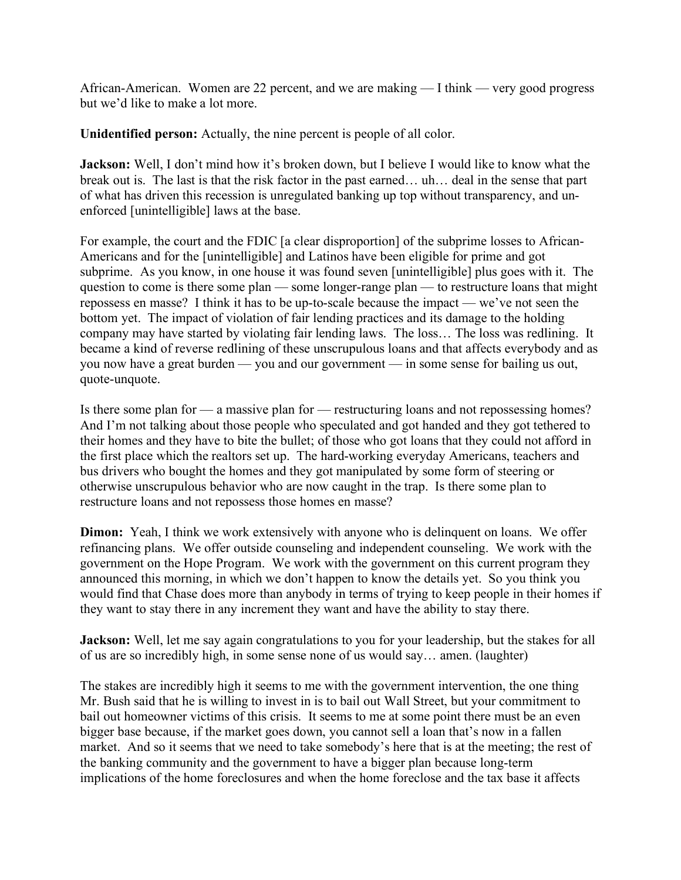African-American. Women are 22 percent, and we are making — I think — very good progress but we'd like to make a lot more.

**Unidentified person:** Actually, the nine percent is people of all color.

**Jackson:** Well, I don't mind how it's broken down, but I believe I would like to know what the break out is. The last is that the risk factor in the past earned… uh… deal in the sense that part of what has driven this recession is unregulated banking up top without transparency, and un-enforced [unintelligible] laws at the base.

For example, the court and the FDIC [a clear disproportion] of the subprime losses to African-Americans and for the [unintelligible] and Latinos have been eligible for prime and got subprime. As you know, in one house it was found seven [unintelligible] plus goes with it. The question to come is there some plan — some longer-range plan — to restructure loans that might repossess en masse? I think it has to be up-to-scale because the impact — we've not seen the bottom yet. The impact of violation of fair lending practices and its damage to the holding company may have started by violating fair lending laws. The loss… The loss was redlining. It became a kind of reverse redlining of these unscrupulous loans and that affects everybody and as you now have a great burden — you and our government — in some sense for bailing us out, quote-unquote.

Is there some plan for — a massive plan for — restructuring loans and not repossessing homes? And I'm not talking about those people who speculated and got handed and they got tethered to their homes and they have to bite the bullet; of those who got loans that they could not afford in the first place which the realtors set up. The hard-working everyday Americans, teachers and bus drivers who bought the homes and they got manipulated by some form of steering or otherwise unscrupulous behavior who are now caught in the trap. Is there some plan to restructure loans and not repossess those homes en masse?

**Dimon:** Yeah, I think we work extensively with anyone who is delinquent on loans. We offer refinancing plans. We offer outside counseling and independent counseling. We work with the government on the Hope Program. We work with the government on this current program they announced this morning, in which we don't happen to know the details yet. So you think you would find that Chase does more than anybody in terms of trying to keep people in their homes if they want to stay there in any increment they want and have the ability to stay there.

**Jackson:** Well, let me say again congratulations to you for your leadership, but the stakes for all of us are so incredibly high, in some sense none of us would say… amen. (laughter)

The stakes are incredibly high it seems to me with the government intervention, the one thing Mr. Bush said that he is willing to invest in is to bail out Wall Street, but your commitment to bail out homeowner victims of this crisis. It seems to me at some point there must be an even bigger base because, if the market goes down, you cannot sell a loan that's now in a fallen market. And so it seems that we need to take somebody's here that is at the meeting; the rest of the banking community and the government to have a bigger plan because long-term implications of the home foreclosures and when the home foreclose and the tax base it affects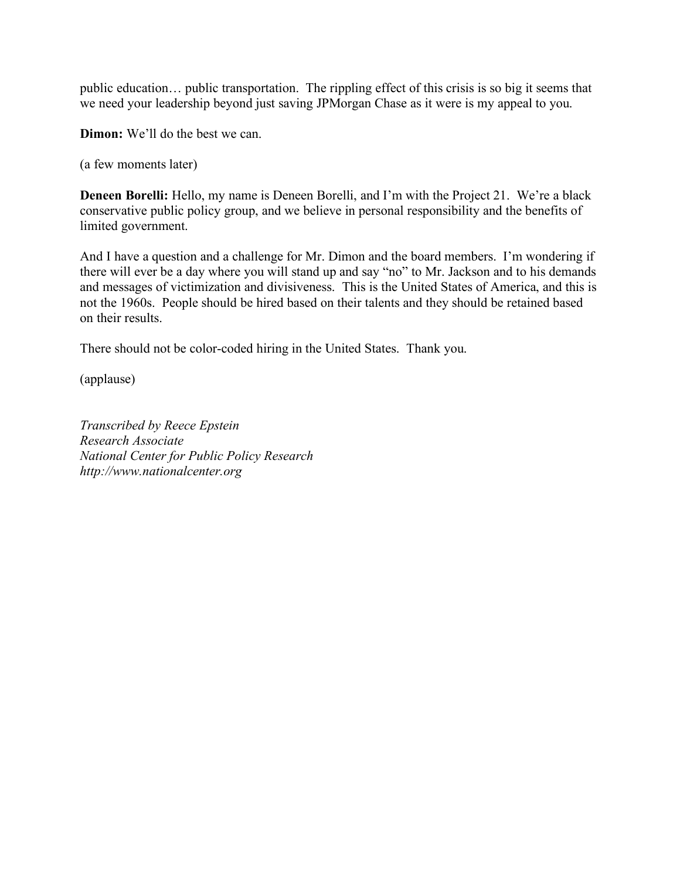public education… public transportation. The rippling effect of this crisis is so big it seems that we need your leadership beyond just saving JPMorgan Chase as it were is my appeal to you.

**Dimon:** We'll do the best we can.

(a few moments later)

**Deneen Borelli:** Hello, my name is Deneen Borelli, and I'm with the Project 21. We're a black conservative public policy group, and we believe in personal responsibility and the benefits of limited government.

And I have a question and a challenge for Mr. Dimon and the board members. I'm wondering if there will ever be a day where you will stand up and say "no" to Mr. Jackson and to his demands and messages of victimization and divisiveness. This is the United States of America, and this is not the 1960s. People should be hired based on their talents and they should be retained based on their results.

There should not be color-coded hiring in the United States. Thank you.

(applause)

*Transcribed by Reece Epstein*
*Research Associate*
*National Center for Public Policy Research*
*http://www.nationalcenter.org*